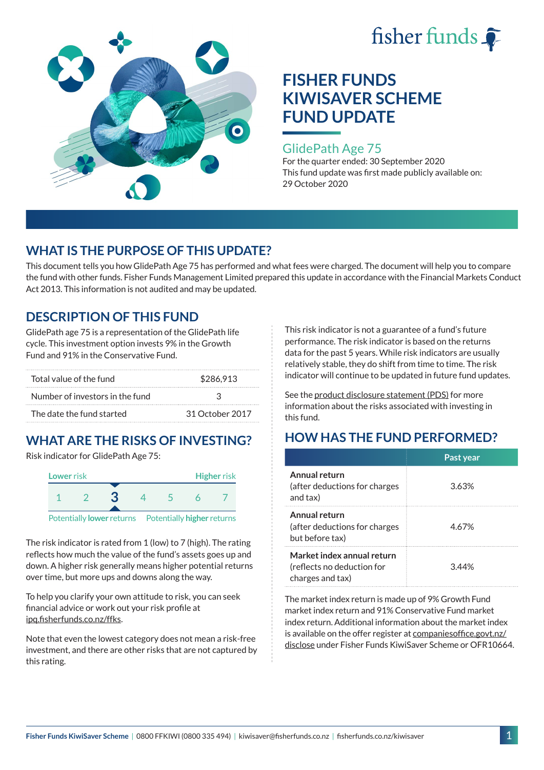fisher funds

# FISHER FUNDS KIWISAVER SCHEME FUND UPDATE

## GlidePath Age 75

For the quarter ended: 30 September 2020

This fund update was first made publicly available on: 29 October 2020

## WHAT IS THE PURPOSE OF THIS UPDATE?

This document tells you how GlidePath Age 75 has performed and what fees were charged. The document will help you to compare the fund with other funds. Fisher Funds Management Limited prepared this update in accordance with the Financial Markets Conduct Act 2013. This information is not audited and may be updated.

## DESCRIPTION OF THIS FUND

GlidePath age 75 is a representation of the GlidePath life cycle. This investment option invests 9% in the Growth Fund and 91% in the Conservative Fund.

| | |
|---|---|
| Total value of the fund | $286,913 |
| Number of investors in the fund | 3 |
| The date the fund started | 31 October 2017 |

## WHAT ARE THE RISKS OF INVESTING?

Risk indicator for GlidePath Age 75:

| Lower risk | | | | | | Higher risk |
|---|---|---|---|---|---|---|
| 1 | 2 | **3** | 4 | 5 | 6 | 7 |
| Potentially **lower** returns | | | | | | Potentially **higher** returns |

The risk indicator is rated from 1 (low) to 7 (high). The rating reflects how much the value of the fund's assets goes up and down. A higher risk generally means higher potential returns over time, but more ups and downs along the way.

To help you clarify your own attitude to risk, you can seek financial advice or work out your risk profile at ipq.fisherfunds.co.nz/ffks.

Note that even the lowest category does not mean a risk-free investment, and there are other risks that are not captured by this rating.

This risk indicator is not a guarantee of a fund's future performance. The risk indicator is based on the returns data for the past 5 years. While risk indicators are usually relatively stable, they do shift from time to time. The risk indicator will continue to be updated in future fund updates.

See the product disclosure statement (PDS) for more information about the risks associated with investing in this fund.

## HOW HAS THE FUND PERFORMED?

| | Past year |
|---|---|
| **Annual return** (after deductions for charges and tax) | 3.63% |
| **Annual return** (after deductions for charges but before tax) | 4.67% |
| **Market index annual return** (reflects no deduction for charges and tax) | 3.44% |

The market index return is made up of 9% Growth Fund market index return and 91% Conservative Fund market index return. Additional information about the market index is available on the offer register at companiesoffice.govt.nz/disclose under Fisher Funds KiwiSaver Scheme or OFR10664.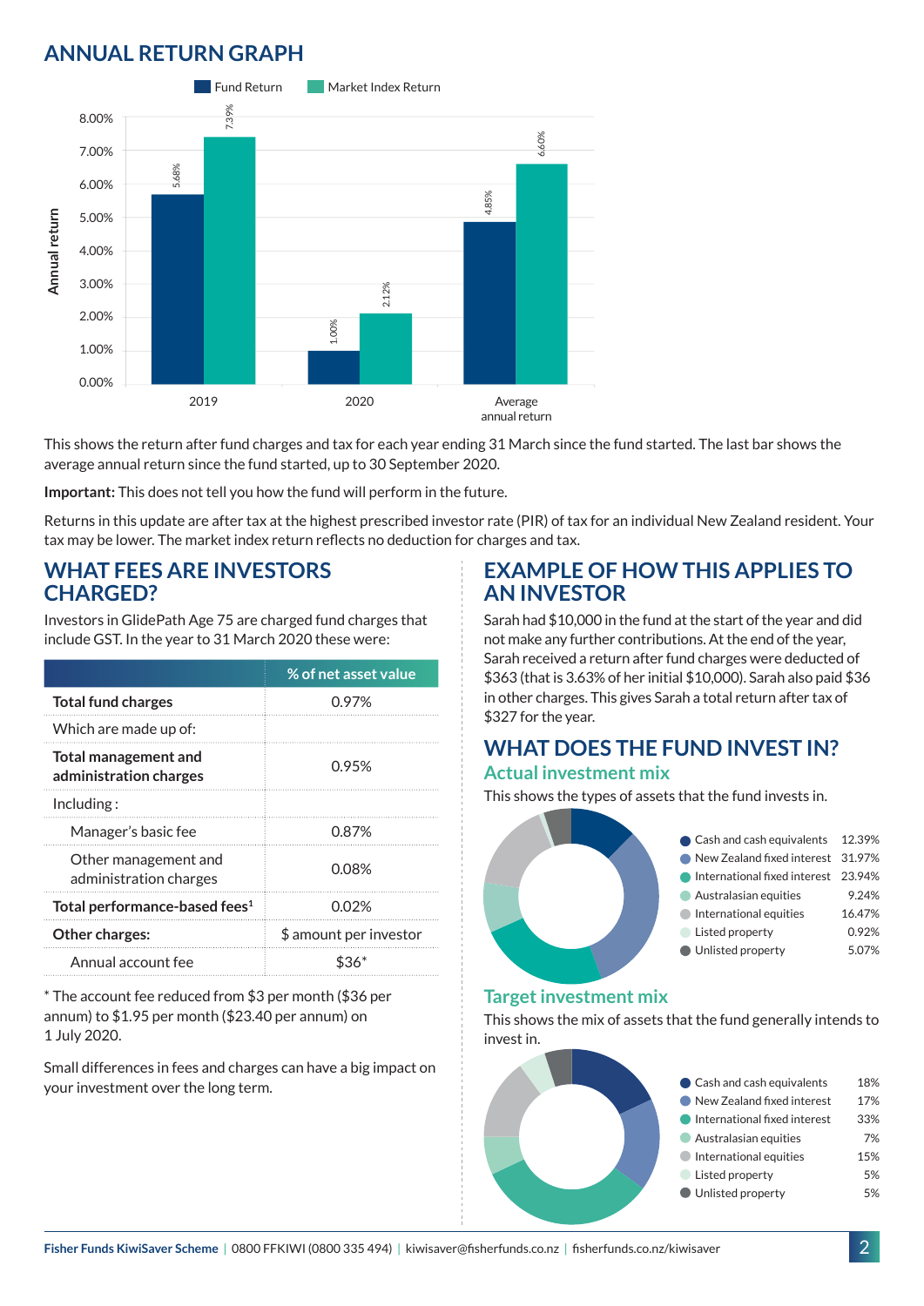## ANNUAL RETURN GRAPH

| | Fund Return | Market Index Return |
|---|---|---|
| 2019 | 5.68% | 7.39% |
| 2020 | 1.00% | 2.12% |
| Average annual return | 4.85% | 6.60% |

This shows the return after fund charges and tax for each year ending 31 March since the fund started. The last bar shows the average annual return since the fund started, up to 30 September 2020.

**Important:** This does not tell you how the fund will perform in the future.

Returns in this update are after tax at the highest prescribed investor rate (PIR) of tax for an individual New Zealand resident. Your tax may be lower. The market index return reflects no deduction for charges and tax.

## WHAT FEES ARE INVESTORS CHARGED?

Investors in GlidePath Age 75 are charged fund charges that include GST. In the year to 31 March 2020 these were:

| | % of net asset value |
|---|---|
| **Total fund charges** | 0.97% |
| Which are made up of: | |
| **Total management and administration charges** | 0.95% |
| Including : | |
| Manager's basic fee | 0.87% |
| Other management and administration charges | 0.08% |
| **Total performance-based fees**[1] | 0.02% |
| **Other charges:** | $ amount per investor |
| Annual account fee | $36* |

* The account fee reduced from $3 per month ($36 per annum) to $1.95 per month ($23.40 per annum) on 1 July 2020.

Small differences in fees and charges can have a big impact on your investment over the long term.

## EXAMPLE OF HOW THIS APPLIES TO AN INVESTOR

Sarah had $10,000 in the fund at the start of the year and did not make any further contributions. At the end of the year, Sarah received a return after fund charges were deducted of $363 (that is 3.63% of her initial $10,000). Sarah also paid $36 in other charges. This gives Sarah a total return after tax of $327 for the year.

## WHAT DOES THE FUND INVEST IN?

### Actual investment mix

This shows the types of assets that the fund invests in.

| Asset | % |
|---|---|
| Cash and cash equivalents | 12.39% |
| New Zealand fixed interest | 31.97% |
| International fixed interest | 23.94% |
| Australasian equities | 9.24% |
| International equities | 16.47% |
| Listed property | 0.92% |
| Unlisted property | 5.07% |

### Target investment mix

This shows the mix of assets that the fund generally intends to invest in.

| Asset | % |
|---|---|
| Cash and cash equivalents | 18% |
| New Zealand fixed interest | 17% |
| International fixed interest | 33% |
| Australasian equities | 7% |
| International equities | 15% |
| Listed property | 5% |
| Unlisted property | 5% |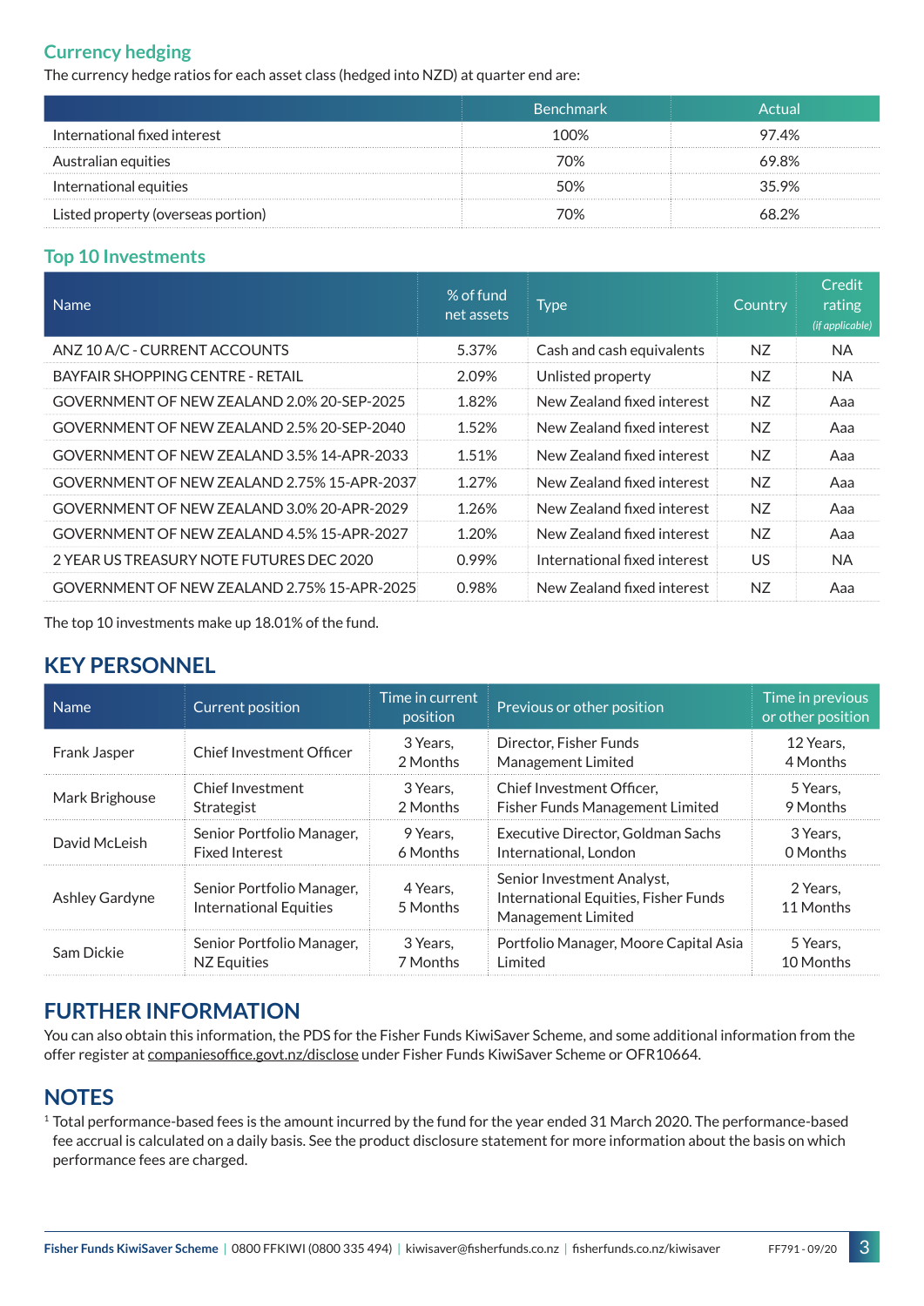## Currency hedging

The currency hedge ratios for each asset class (hedged into NZD) at quarter end are:

| | Benchmark | Actual |
|---|---|---|
| International fixed interest | 100% | 97.4% |
| Australian equities | 70% | 69.8% |
| International equities | 50% | 35.9% |
| Listed property (overseas portion) | 70% | 68.2% |

## Top 10 Investments

| Name | % of fund net assets | Type | Country | Credit rating *(if applicable)* |
|---|---|---|---|---|
| ANZ 10 A/C - CURRENT ACCOUNTS | 5.37% | Cash and cash equivalents | NZ | NA |
| BAYFAIR SHOPPING CENTRE - RETAIL | 2.09% | Unlisted property | NZ | NA |
| GOVERNMENT OF NEW ZEALAND 2.0% 20-SEP-2025 | 1.82% | New Zealand fixed interest | NZ | Aaa |
| GOVERNMENT OF NEW ZEALAND 2.5% 20-SEP-2040 | 1.52% | New Zealand fixed interest | NZ | Aaa |
| GOVERNMENT OF NEW ZEALAND 3.5% 14-APR-2033 | 1.51% | New Zealand fixed interest | NZ | Aaa |
| GOVERNMENT OF NEW ZEALAND 2.75% 15-APR-2037 | 1.27% | New Zealand fixed interest | NZ | Aaa |
| GOVERNMENT OF NEW ZEALAND 3.0% 20-APR-2029 | 1.26% | New Zealand fixed interest | NZ | Aaa |
| GOVERNMENT OF NEW ZEALAND 4.5% 15-APR-2027 | 1.20% | New Zealand fixed interest | NZ | Aaa |
| 2 YEAR US TREASURY NOTE FUTURES DEC 2020 | 0.99% | International fixed interest | US | NA |
| GOVERNMENT OF NEW ZEALAND 2.75% 15-APR-2025 | 0.98% | New Zealand fixed interest | NZ | Aaa |

The top 10 investments make up 18.01% of the fund.

## KEY PERSONNEL

| Name | Current position | Time in current position | Previous or other position | Time in previous or other position |
|---|---|---|---|---|
| Frank Jasper | Chief Investment Officer | 3 Years, 2 Months | Director, Fisher Funds Management Limited | 12 Years, 4 Months |
| Mark Brighouse | Chief Investment Strategist | 3 Years, 2 Months | Chief Investment Officer, Fisher Funds Management Limited | 5 Years, 9 Months |
| David McLeish | Senior Portfolio Manager, Fixed Interest | 9 Years, 6 Months | Executive Director, Goldman Sachs International, London | 3 Years, 0 Months |
| Ashley Gardyne | Senior Portfolio Manager, International Equities | 4 Years, 5 Months | Senior Investment Analyst, International Equities, Fisher Funds Management Limited | 2 Years, 11 Months |
| Sam Dickie | Senior Portfolio Manager, NZ Equities | 3 Years, 7 Months | Portfolio Manager, Moore Capital Asia Limited | 5 Years, 10 Months |

## FURTHER INFORMATION

You can also obtain this information, the PDS for the Fisher Funds KiwiSaver Scheme, and some additional information from the offer register at companiesoffice.govt.nz/disclose under Fisher Funds KiwiSaver Scheme or OFR10664.

## NOTES

[1] Total performance-based fees is the amount incurred by the fund for the year ended 31 March 2020. The performance-based fee accrual is calculated on a daily basis. See the product disclosure statement for more information about the basis on which performance fees are charged.